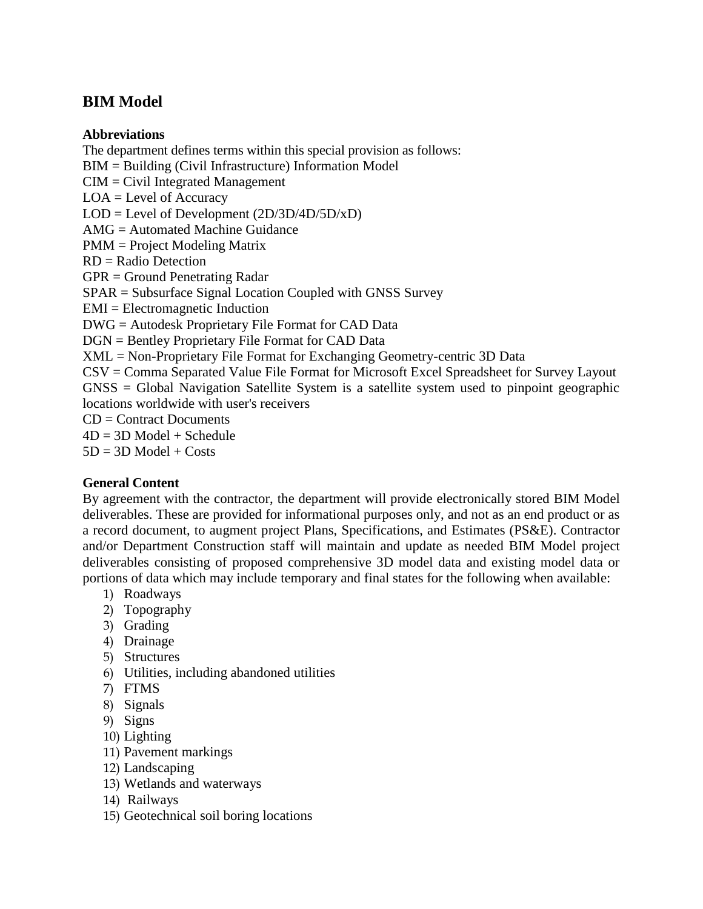# BIM Model

### Abbreviations

The department defines terms within this special provision as follows:

BIM = Building (Civil Infrastructure) Information Model
CIM = Civil Integrated Management
LOA = Level of Accuracy
LOD = Level of Development (2D/3D/4D/5D/xD)
AMG = Automated Machine Guidance
PMM = Project Modeling Matrix
RD = Radio Detection
GPR = Ground Penetrating Radar
SPAR = Subsurface Signal Location Coupled with GNSS Survey
EMI = Electromagnetic Induction
DWG = Autodesk Proprietary File Format for CAD Data
DGN = Bentley Proprietary File Format for CAD Data
XML = Non-Proprietary File Format for Exchanging Geometry-centric 3D Data
CSV = Comma Separated Value File Format for Microsoft Excel Spreadsheet for Survey Layout
GNSS = Global Navigation Satellite System is a satellite system used to pinpoint geographic locations worldwide with user's receivers
CD = Contract Documents
4D = 3D Model + Schedule
5D = 3D Model + Costs

### General Content

By agreement with the contractor, the department will provide electronically stored BIM Model deliverables. These are provided for informational purposes only, and not as an end product or as a record document, to augment project Plans, Specifications, and Estimates (PS&E). Contractor and/or Department Construction staff will maintain and update as needed BIM Model project deliverables consisting of proposed comprehensive 3D model data and existing model data or portions of data which may include temporary and final states for the following when available:

1) Roadways
2) Topography
3) Grading
4) Drainage
5) Structures
6) Utilities, including abandoned utilities
7) FTMS
8) Signals
9) Signs
10) Lighting
11) Pavement markings
12) Landscaping
13) Wetlands and waterways
14) Railways
15) Geotechnical soil boring locations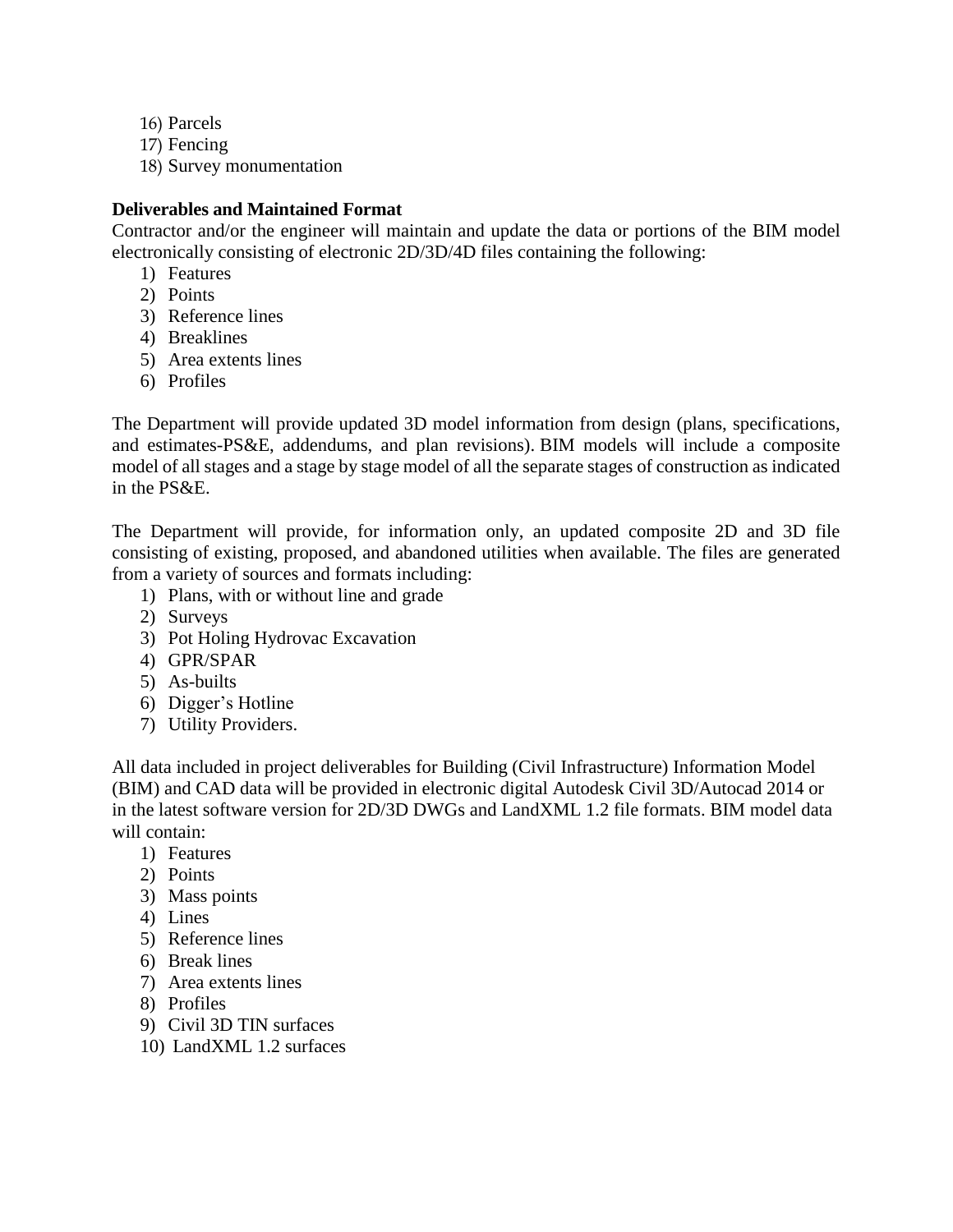16) Parcels
17) Fencing
18) Survey monumentation

**Deliverables and Maintained Format**

Contractor and/or the engineer will maintain and update the data or portions of the BIM model electronically consisting of electronic 2D/3D/4D files containing the following:

1) Features
2) Points
3) Reference lines
4) Breaklines
5) Area extents lines
6) Profiles

The Department will provide updated 3D model information from design (plans, specifications, and estimates-PS&E, addendums, and plan revisions). BIM models will include a composite model of all stages and a stage by stage model of all the separate stages of construction as indicated in the PS&E.

The Department will provide, for information only, an updated composite 2D and 3D file consisting of existing, proposed, and abandoned utilities when available. The files are generated from a variety of sources and formats including:

1) Plans, with or without line and grade
2) Surveys
3) Pot Holing Hydrovac Excavation
4) GPR/SPAR
5) As-builts
6) Digger's Hotline
7) Utility Providers.

All data included in project deliverables for Building (Civil Infrastructure) Information Model (BIM) and CAD data will be provided in electronic digital Autodesk Civil 3D/Autocad 2014 or in the latest software version for 2D/3D DWGs and LandXML 1.2 file formats. BIM model data will contain:

1) Features
2) Points
3) Mass points
4) Lines
5) Reference lines
6) Break lines
7) Area extents lines
8) Profiles
9) Civil 3D TIN surfaces
10) LandXML 1.2 surfaces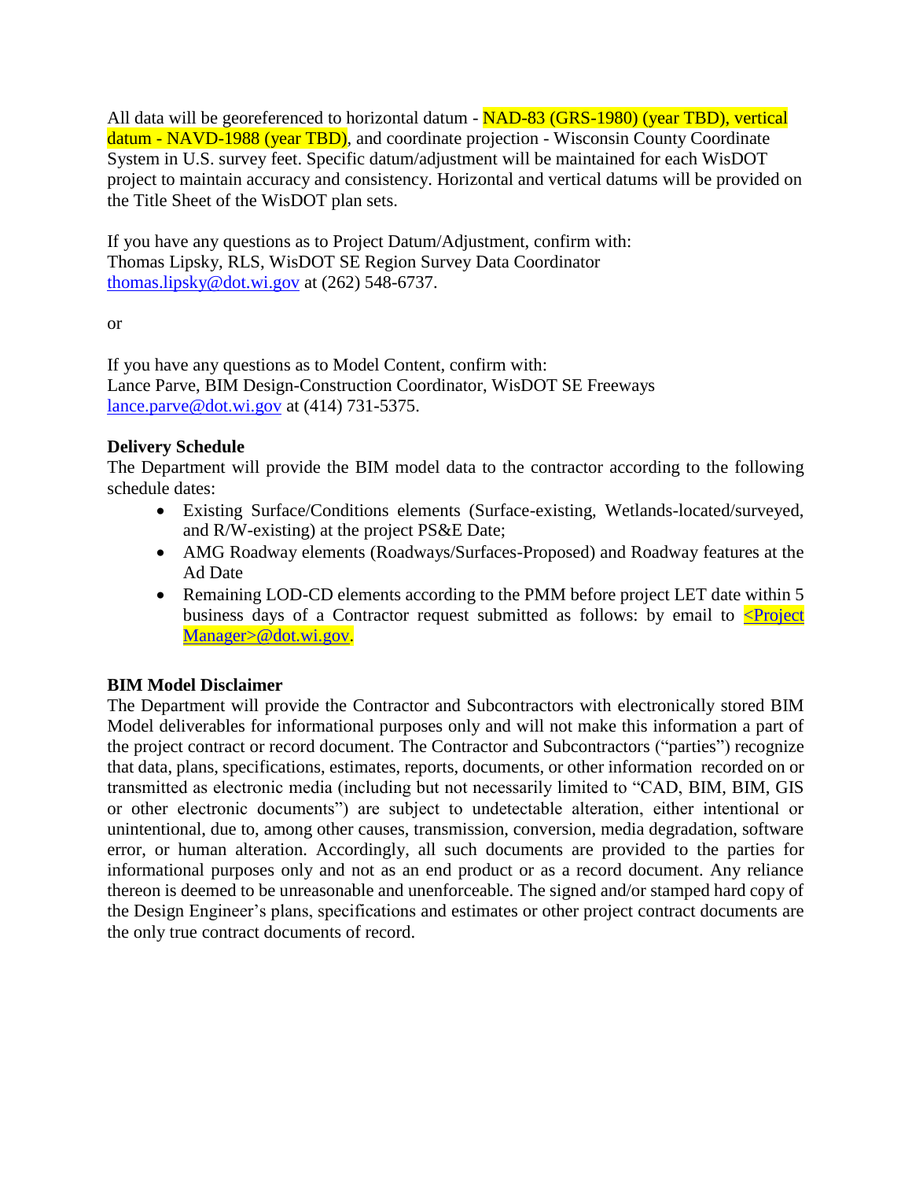All data will be georeferenced to horizontal datum - NAD-83 (GRS-1980) (year TBD), vertical datum - NAVD-1988 (year TBD), and coordinate projection - Wisconsin County Coordinate System in U.S. survey feet. Specific datum/adjustment will be maintained for each WisDOT project to maintain accuracy and consistency. Horizontal and vertical datums will be provided on the Title Sheet of the WisDOT plan sets.

If you have any questions as to Project Datum/Adjustment, confirm with:
Thomas Lipsky, RLS, WisDOT SE Region Survey Data Coordinator
thomas.lipsky@dot.wi.gov at (262) 548-6737.

or

If you have any questions as to Model Content, confirm with:
Lance Parve, BIM Design-Construction Coordinator, WisDOT SE Freeways
lance.parve@dot.wi.gov at (414) 731-5375.

**Delivery Schedule**
The Department will provide the BIM model data to the contractor according to the following schedule dates:

- Existing Surface/Conditions elements (Surface-existing, Wetlands-located/surveyed, and R/W-existing) at the project PS&E Date;
- AMG Roadway elements (Roadways/Surfaces-Proposed) and Roadway features at the Ad Date
- Remaining LOD-CD elements according to the PMM before project LET date within 5 business days of a Contractor request submitted as follows: by email to <Project Manager>@dot.wi.gov.

**BIM Model Disclaimer**
The Department will provide the Contractor and Subcontractors with electronically stored BIM Model deliverables for informational purposes only and will not make this information a part of the project contract or record document. The Contractor and Subcontractors ("parties") recognize that data, plans, specifications, estimates, reports, documents, or other information recorded on or transmitted as electronic media (including but not necessarily limited to "CAD, BIM, BIM, GIS or other electronic documents") are subject to undetectable alteration, either intentional or unintentional, due to, among other causes, transmission, conversion, media degradation, software error, or human alteration. Accordingly, all such documents are provided to the parties for informational purposes only and not as an end product or as a record document. Any reliance thereon is deemed to be unreasonable and unenforceable. The signed and/or stamped hard copy of the Design Engineer's plans, specifications and estimates or other project contract documents are the only true contract documents of record.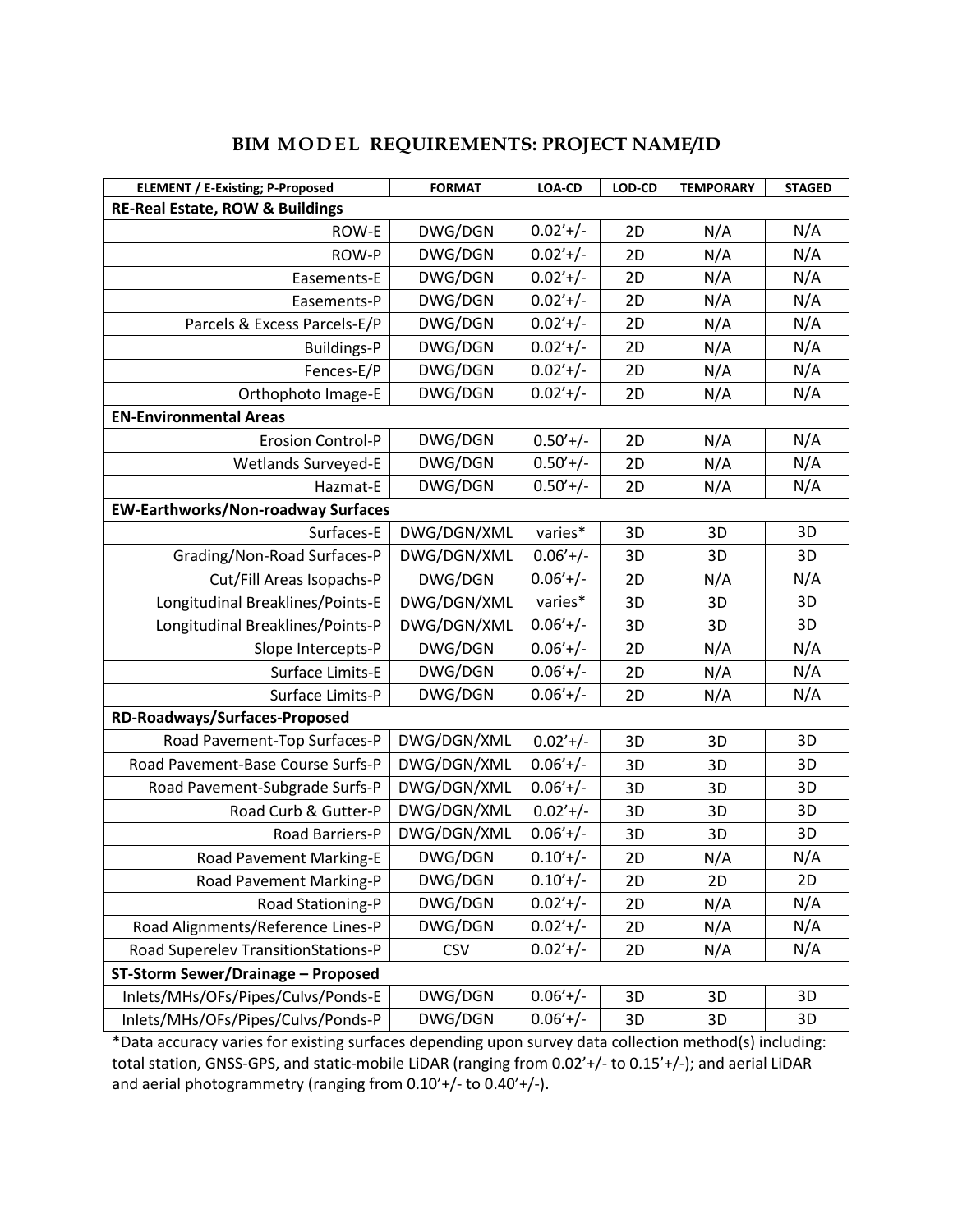# BIM MODEL REQUIREMENTS: PROJECT NAME/ID

| ELEMENT / E-Existing; P-Proposed | FORMAT | LOA-CD | LOD-CD | TEMPORARY | STAGED |
|---|---|---|---|---|---|
| **RE-Real Estate, ROW & Buildings** | | | | | |
| ROW-E | DWG/DGN | 0.02’+/- | 2D | N/A | N/A |
| ROW-P | DWG/DGN | 0.02’+/- | 2D | N/A | N/A |
| Easements-E | DWG/DGN | 0.02’+/- | 2D | N/A | N/A |
| Easements-P | DWG/DGN | 0.02’+/- | 2D | N/A | N/A |
| Parcels & Excess Parcels-E/P | DWG/DGN | 0.02’+/- | 2D | N/A | N/A |
| Buildings-P | DWG/DGN | 0.02’+/- | 2D | N/A | N/A |
| Fences-E/P | DWG/DGN | 0.02’+/- | 2D | N/A | N/A |
| Orthophoto Image-E | DWG/DGN | 0.02’+/- | 2D | N/A | N/A |
| **EN-Environmental Areas** | | | | | |
| Erosion Control-P | DWG/DGN | 0.50’+/- | 2D | N/A | N/A |
| Wetlands Surveyed-E | DWG/DGN | 0.50’+/- | 2D | N/A | N/A |
| Hazmat-E | DWG/DGN | 0.50’+/- | 2D | N/A | N/A |
| **EW-Earthworks/Non-roadway Surfaces** | | | | | |
| Surfaces-E | DWG/DGN/XML | varies* | 3D | 3D | 3D |
| Grading/Non-Road Surfaces-P | DWG/DGN/XML | 0.06’+/- | 3D | 3D | 3D |
| Cut/Fill Areas Isopachs-P | DWG/DGN | 0.06’+/- | 2D | N/A | N/A |
| Longitudinal Breaklines/Points-E | DWG/DGN/XML | varies* | 3D | 3D | 3D |
| Longitudinal Breaklines/Points-P | DWG/DGN/XML | 0.06’+/- | 3D | 3D | 3D |
| Slope Intercepts-P | DWG/DGN | 0.06’+/- | 2D | N/A | N/A |
| Surface Limits-E | DWG/DGN | 0.06’+/- | 2D | N/A | N/A |
| Surface Limits-P | DWG/DGN | 0.06’+/- | 2D | N/A | N/A |
| **RD-Roadways/Surfaces-Proposed** | | | | | |
| Road Pavement-Top Surfaces-P | DWG/DGN/XML | 0.02’+/- | 3D | 3D | 3D |
| Road Pavement-Base Course Surfs-P | DWG/DGN/XML | 0.06’+/- | 3D | 3D | 3D |
| Road Pavement-Subgrade Surfs-P | DWG/DGN/XML | 0.06’+/- | 3D | 3D | 3D |
| Road Curb & Gutter-P | DWG/DGN/XML | 0.02’+/- | 3D | 3D | 3D |
| Road Barriers-P | DWG/DGN/XML | 0.06’+/- | 3D | 3D | 3D |
| Road Pavement Marking-E | DWG/DGN | 0.10’+/- | 2D | N/A | N/A |
| Road Pavement Marking-P | DWG/DGN | 0.10’+/- | 2D | 2D | 2D |
| Road Stationing-P | DWG/DGN | 0.02’+/- | 2D | N/A | N/A |
| Road Alignments/Reference Lines-P | DWG/DGN | 0.02’+/- | 2D | N/A | N/A |
| Road Superelev TransitionStations-P | CSV | 0.02’+/- | 2D | N/A | N/A |
| **ST-Storm Sewer/Drainage – Proposed** | | | | | |
| Inlets/MHs/OFs/Pipes/Culvs/Ponds-E | DWG/DGN | 0.06’+/- | 3D | 3D | 3D |
| Inlets/MHs/OFs/Pipes/Culvs/Ponds-P | DWG/DGN | 0.06’+/- | 3D | 3D | 3D |

*Data accuracy varies for existing surfaces depending upon survey data collection method(s) including: total station, GNSS-GPS, and static-mobile LiDAR (ranging from 0.02’+/- to 0.15’+/-); and aerial LiDAR and aerial photogrammetry (ranging from 0.10’+/- to 0.40’+/-).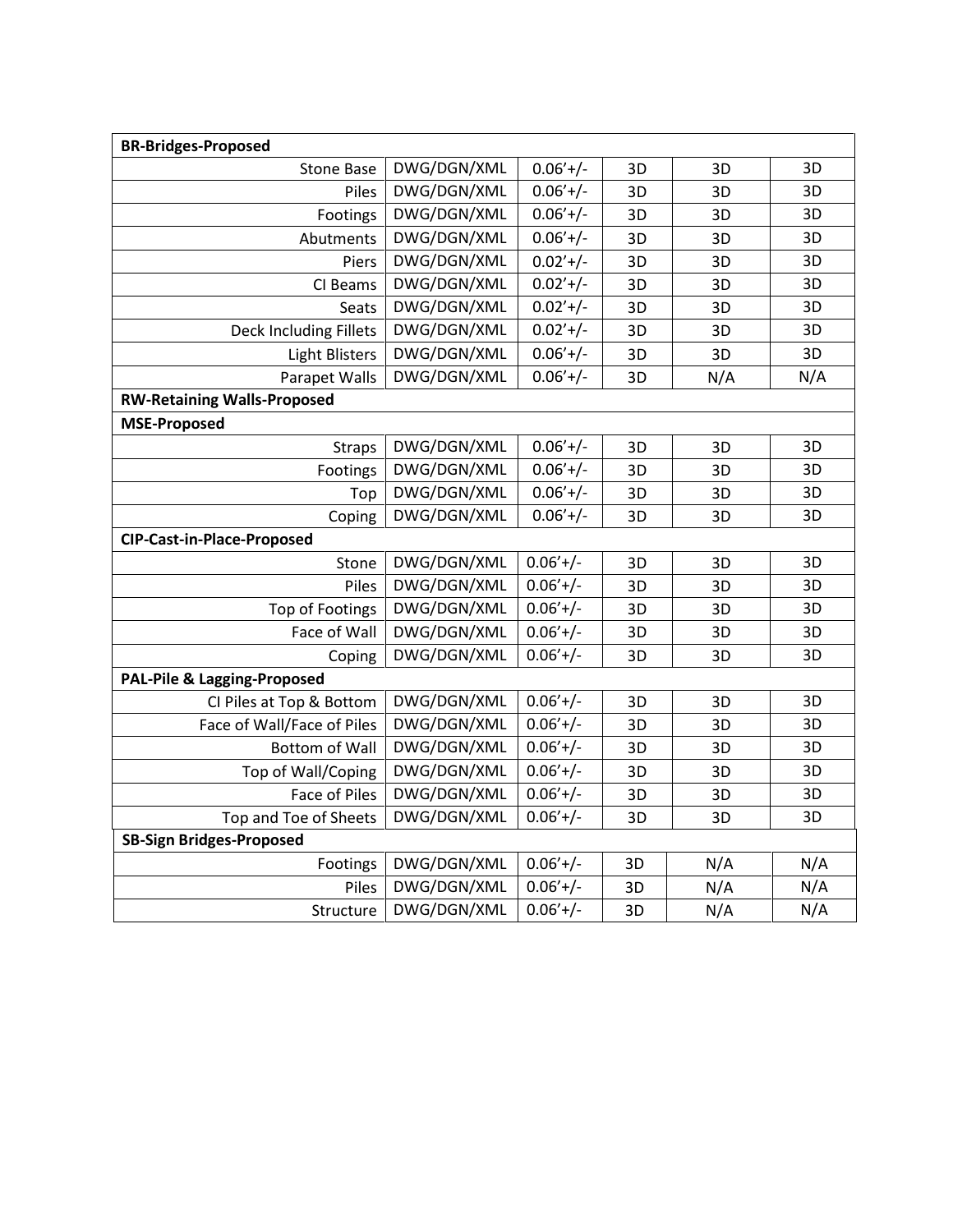| BR-Bridges-Proposed | | | | | |
|---|---|---|---|---|---|
| Stone Base | DWG/DGN/XML | 0.06'+/- | 3D | 3D | 3D |
| Piles | DWG/DGN/XML | 0.06'+/- | 3D | 3D | 3D |
| Footings | DWG/DGN/XML | 0.06'+/- | 3D | 3D | 3D |
| Abutments | DWG/DGN/XML | 0.06'+/- | 3D | 3D | 3D |
| Piers | DWG/DGN/XML | 0.02'+/- | 3D | 3D | 3D |
| CI Beams | DWG/DGN/XML | 0.02'+/- | 3D | 3D | 3D |
| Seats | DWG/DGN/XML | 0.02'+/- | 3D | 3D | 3D |
| Deck Including Fillets | DWG/DGN/XML | 0.02'+/- | 3D | 3D | 3D |
| Light Blisters | DWG/DGN/XML | 0.06'+/- | 3D | 3D | 3D |
| Parapet Walls | DWG/DGN/XML | 0.06'+/- | 3D | N/A | N/A |
| **RW-Retaining Walls-Proposed** | | | | | |
| **MSE-Proposed** | | | | | |
| Straps | DWG/DGN/XML | 0.06'+/- | 3D | 3D | 3D |
| Footings | DWG/DGN/XML | 0.06'+/- | 3D | 3D | 3D |
| Top | DWG/DGN/XML | 0.06'+/- | 3D | 3D | 3D |
| Coping | DWG/DGN/XML | 0.06'+/- | 3D | 3D | 3D |
| **CIP-Cast-in-Place-Proposed** | | | | | |
| Stone | DWG/DGN/XML | 0.06'+/- | 3D | 3D | 3D |
| Piles | DWG/DGN/XML | 0.06'+/- | 3D | 3D | 3D |
| Top of Footings | DWG/DGN/XML | 0.06'+/- | 3D | 3D | 3D |
| Face of Wall | DWG/DGN/XML | 0.06'+/- | 3D | 3D | 3D |
| Coping | DWG/DGN/XML | 0.06'+/- | 3D | 3D | 3D |
| **PAL-Pile & Lagging-Proposed** | | | | | |
| CI Piles at Top & Bottom | DWG/DGN/XML | 0.06'+/- | 3D | 3D | 3D |
| Face of Wall/Face of Piles | DWG/DGN/XML | 0.06'+/- | 3D | 3D | 3D |
| Bottom of Wall | DWG/DGN/XML | 0.06'+/- | 3D | 3D | 3D |
| Top of Wall/Coping | DWG/DGN/XML | 0.06'+/- | 3D | 3D | 3D |
| Face of Piles | DWG/DGN/XML | 0.06'+/- | 3D | 3D | 3D |
| Top and Toe of Sheets | DWG/DGN/XML | 0.06'+/- | 3D | 3D | 3D |
| **SB-Sign Bridges-Proposed** | | | | | |
| Footings | DWG/DGN/XML | 0.06'+/- | 3D | N/A | N/A |
| Piles | DWG/DGN/XML | 0.06'+/- | 3D | N/A | N/A |
| Structure | DWG/DGN/XML | 0.06'+/- | 3D | N/A | N/A |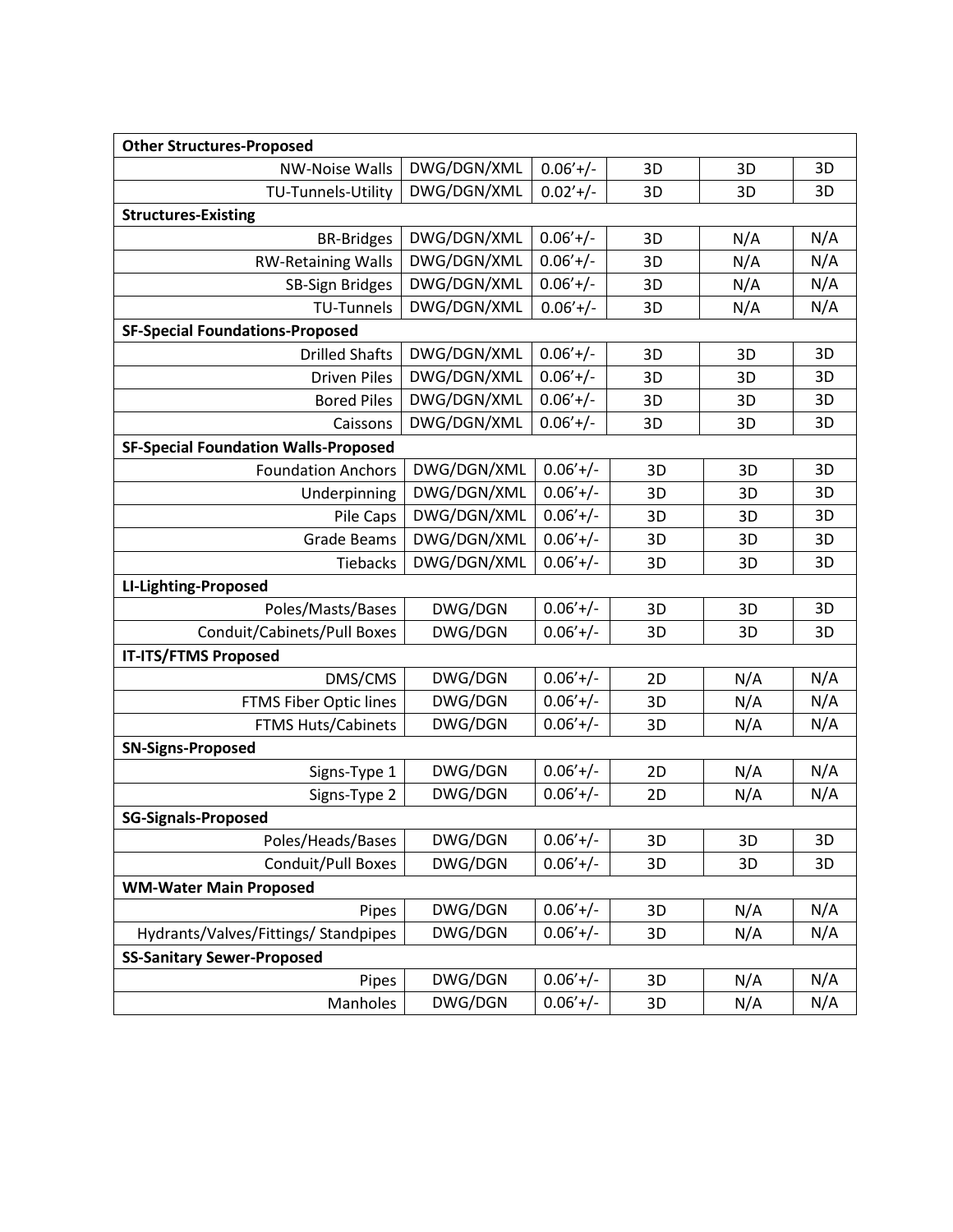| Other Structures-Proposed | | | | | |
|---|---|---|---|---|---|
| NW-Noise Walls | DWG/DGN/XML | 0.06'+/- | 3D | 3D | 3D |
| TU-Tunnels-Utility | DWG/DGN/XML | 0.02'+/- | 3D | 3D | 3D |
| **Structures-Existing** | | | | | |
| BR-Bridges | DWG/DGN/XML | 0.06'+/- | 3D | N/A | N/A |
| RW-Retaining Walls | DWG/DGN/XML | 0.06'+/- | 3D | N/A | N/A |
| SB-Sign Bridges | DWG/DGN/XML | 0.06'+/- | 3D | N/A | N/A |
| TU-Tunnels | DWG/DGN/XML | 0.06'+/- | 3D | N/A | N/A |
| **SF-Special Foundations-Proposed** | | | | | |
| Drilled Shafts | DWG/DGN/XML | 0.06'+/- | 3D | 3D | 3D |
| Driven Piles | DWG/DGN/XML | 0.06'+/- | 3D | 3D | 3D |
| Bored Piles | DWG/DGN/XML | 0.06'+/- | 3D | 3D | 3D |
| Caissons | DWG/DGN/XML | 0.06'+/- | 3D | 3D | 3D |
| **SF-Special Foundation Walls-Proposed** | | | | | |
| Foundation Anchors | DWG/DGN/XML | 0.06'+/- | 3D | 3D | 3D |
| Underpinning | DWG/DGN/XML | 0.06'+/- | 3D | 3D | 3D |
| Pile Caps | DWG/DGN/XML | 0.06'+/- | 3D | 3D | 3D |
| Grade Beams | DWG/DGN/XML | 0.06'+/- | 3D | 3D | 3D |
| Tiebacks | DWG/DGN/XML | 0.06'+/- | 3D | 3D | 3D |
| **LI-Lighting-Proposed** | | | | | |
| Poles/Masts/Bases | DWG/DGN | 0.06'+/- | 3D | 3D | 3D |
| Conduit/Cabinets/Pull Boxes | DWG/DGN | 0.06'+/- | 3D | 3D | 3D |
| **IT-ITS/FTMS Proposed** | | | | | |
| DMS/CMS | DWG/DGN | 0.06'+/- | 2D | N/A | N/A |
| FTMS Fiber Optic lines | DWG/DGN | 0.06'+/- | 3D | N/A | N/A |
| FTMS Huts/Cabinets | DWG/DGN | 0.06'+/- | 3D | N/A | N/A |
| **SN-Signs-Proposed** | | | | | |
| Signs-Type 1 | DWG/DGN | 0.06'+/- | 2D | N/A | N/A |
| Signs-Type 2 | DWG/DGN | 0.06'+/- | 2D | N/A | N/A |
| **SG-Signals-Proposed** | | | | | |
| Poles/Heads/Bases | DWG/DGN | 0.06'+/- | 3D | 3D | 3D |
| Conduit/Pull Boxes | DWG/DGN | 0.06'+/- | 3D | 3D | 3D |
| **WM-Water Main Proposed** | | | | | |
| Pipes | DWG/DGN | 0.06'+/- | 3D | N/A | N/A |
| Hydrants/Valves/Fittings/ Standpipes | DWG/DGN | 0.06'+/- | 3D | N/A | N/A |
| **SS-Sanitary Sewer-Proposed** | | | | | |
| Pipes | DWG/DGN | 0.06'+/- | 3D | N/A | N/A |
| Manholes | DWG/DGN | 0.06'+/- | 3D | N/A | N/A |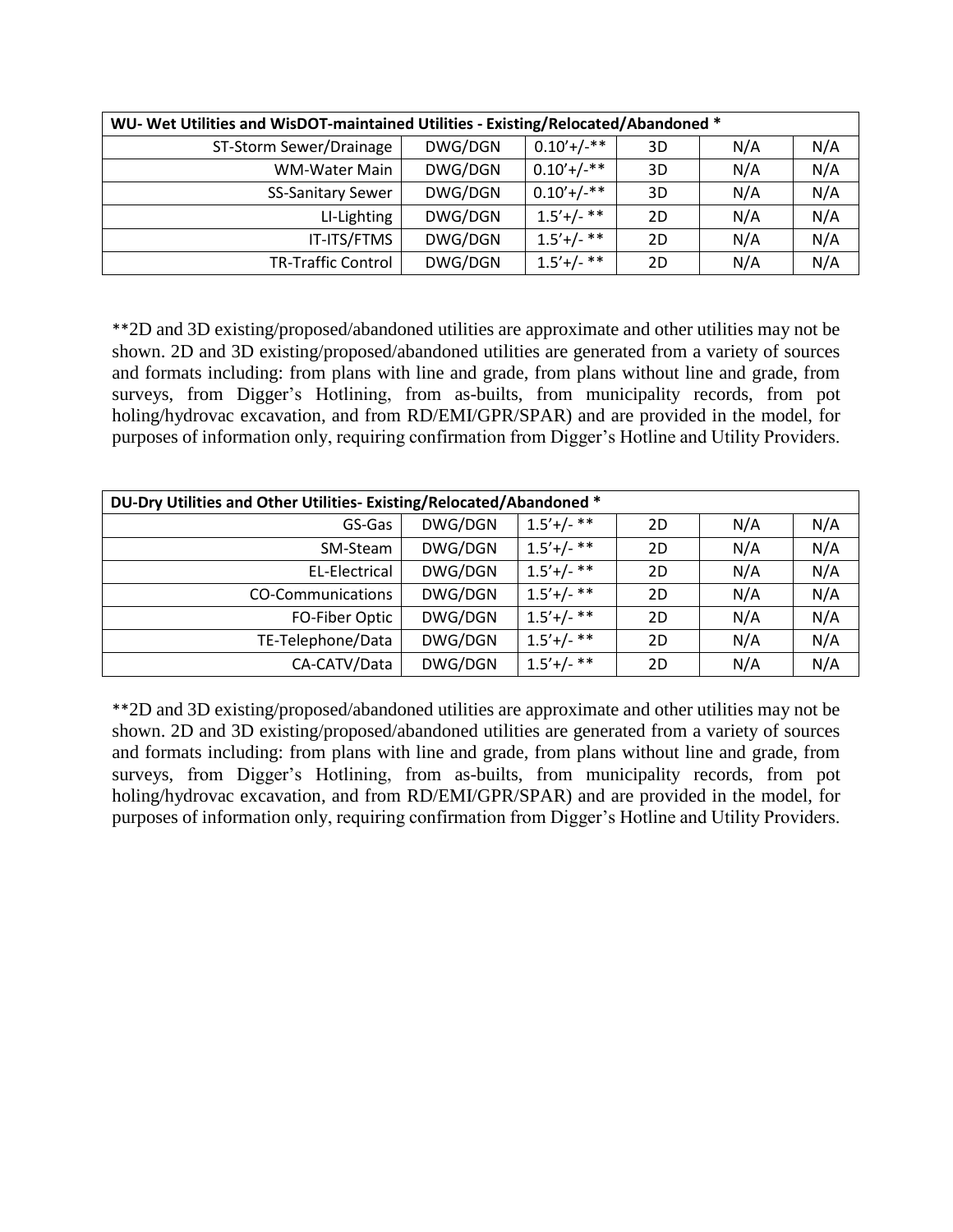| WU- Wet Utilities and WisDOT-maintained Utilities - Existing/Relocated/Abandoned * | | | | | |
|---|---|---|---|---|---|
| ST-Storm Sewer/Drainage | DWG/DGN | 0.10'+/-** | 3D | N/A | N/A |
| WM-Water Main | DWG/DGN | 0.10'+/-** | 3D | N/A | N/A |
| SS-Sanitary Sewer | DWG/DGN | 0.10'+/-** | 3D | N/A | N/A |
| LI-Lighting | DWG/DGN | 1.5'+/- ** | 2D | N/A | N/A |
| IT-ITS/FTMS | DWG/DGN | 1.5'+/- ** | 2D | N/A | N/A |
| TR-Traffic Control | DWG/DGN | 1.5'+/- ** | 2D | N/A | N/A |

**2D and 3D existing/proposed/abandoned utilities are approximate and other utilities may not be shown. 2D and 3D existing/proposed/abandoned utilities are generated from a variety of sources and formats including: from plans with line and grade, from plans without line and grade, from surveys, from Digger's Hotlining, from as-builts, from municipality records, from pot holing/hydrovac excavation, and from RD/EMI/GPR/SPAR) and are provided in the model, for purposes of information only, requiring confirmation from Digger's Hotline and Utility Providers.

| DU-Dry Utilities and Other Utilities- Existing/Relocated/Abandoned * | | | | | |
|---|---|---|---|---|---|
| GS-Gas | DWG/DGN | 1.5'+/- ** | 2D | N/A | N/A |
| SM-Steam | DWG/DGN | 1.5'+/- ** | 2D | N/A | N/A |
| EL-Electrical | DWG/DGN | 1.5'+/- ** | 2D | N/A | N/A |
| CO-Communications | DWG/DGN | 1.5'+/- ** | 2D | N/A | N/A |
| FO-Fiber Optic | DWG/DGN | 1.5'+/- ** | 2D | N/A | N/A |
| TE-Telephone/Data | DWG/DGN | 1.5'+/- ** | 2D | N/A | N/A |
| CA-CATV/Data | DWG/DGN | 1.5'+/- ** | 2D | N/A | N/A |

**2D and 3D existing/proposed/abandoned utilities are approximate and other utilities may not be shown. 2D and 3D existing/proposed/abandoned utilities are generated from a variety of sources and formats including: from plans with line and grade, from plans without line and grade, from surveys, from Digger's Hotlining, from as-builts, from municipality records, from pot holing/hydrovac excavation, and from RD/EMI/GPR/SPAR) and are provided in the model, for purposes of information only, requiring confirmation from Digger's Hotline and Utility Providers.